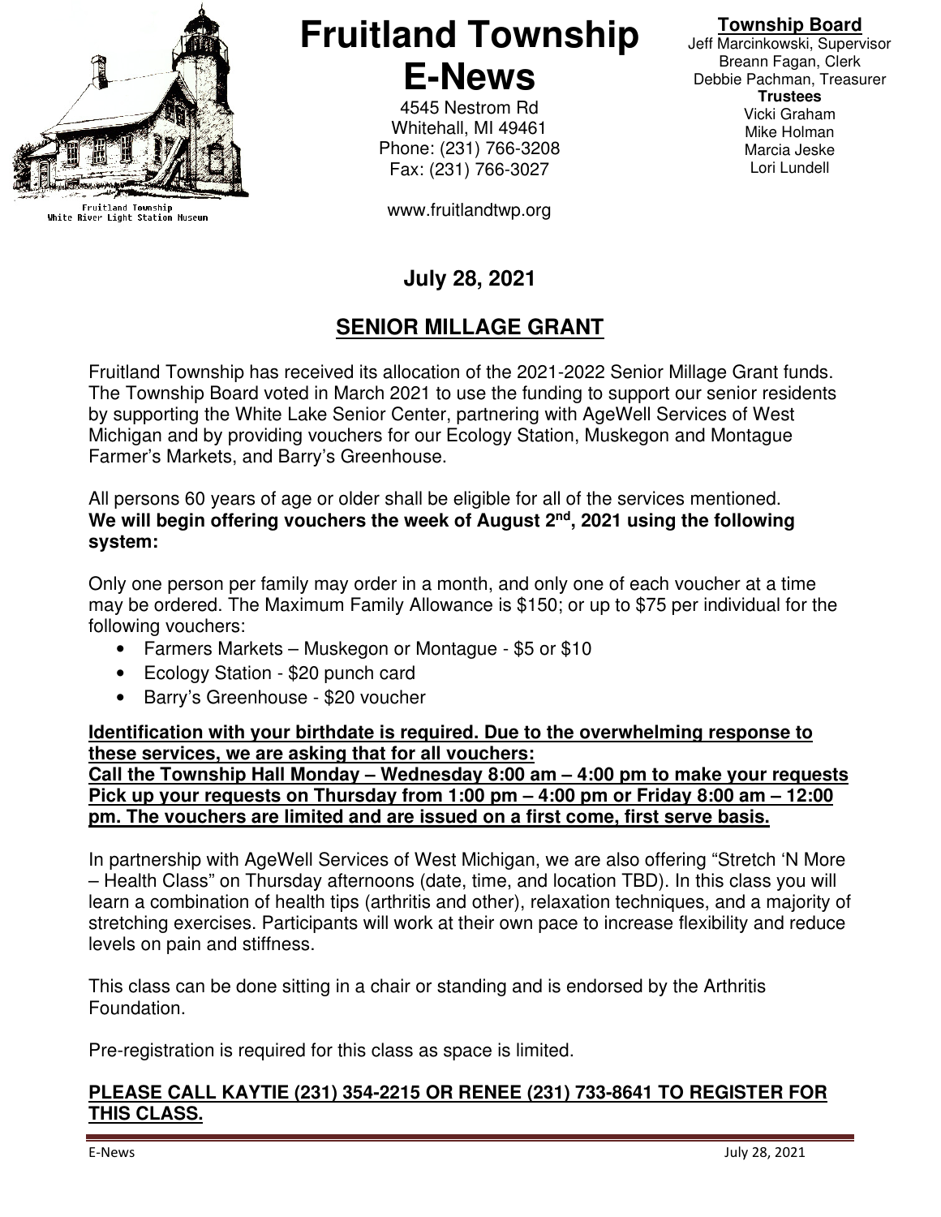Fruitland Township
White River Light Station Museum

# Fruitland Township E-News

4545 Nestrom Rd
Whitehall, MI 49461
Phone: (231) 766-3208
Fax: (231) 766-3027

www.fruitlandtwp.org

**Township Board**
Jeff Marcinkowski, Supervisor
Breann Fagan, Clerk
Debbie Pachman, Treasurer
**Trustees**
Vicki Graham
Mike Holman
Marcia Jeske
Lori Lundell

**July 28, 2021**

## SENIOR MILLAGE GRANT

Fruitland Township has received its allocation of the 2021-2022 Senior Millage Grant funds. The Township Board voted in March 2021 to use the funding to support our senior residents by supporting the White Lake Senior Center, partnering with AgeWell Services of West Michigan and by providing vouchers for our Ecology Station, Muskegon and Montague Farmer's Markets, and Barry's Greenhouse.

All persons 60 years of age or older shall be eligible for all of the services mentioned. **We will begin offering vouchers the week of August 2nd, 2021 using the following system:**

Only one person per family may order in a month, and only one of each voucher at a time may be ordered. The Maximum Family Allowance is $150; or up to $75 per individual for the following vouchers:

- Farmers Markets – Muskegon or Montague - $5 or $10
- Ecology Station - $20 punch card
- Barry's Greenhouse - $20 voucher

**Identification with your birthdate is required. Due to the overwhelming response to these services, we are asking that for all vouchers:**
**Call the Township Hall Monday – Wednesday 8:00 am – 4:00 pm to make your requests**
**Pick up your requests on Thursday from 1:00 pm – 4:00 pm or Friday 8:00 am – 12:00 pm. The vouchers are limited and are issued on a first come, first serve basis.**

In partnership with AgeWell Services of West Michigan, we are also offering "Stretch 'N More – Health Class" on Thursday afternoons (date, time, and location TBD). In this class you will learn a combination of health tips (arthritis and other), relaxation techniques, and a majority of stretching exercises. Participants will work at their own pace to increase flexibility and reduce levels on pain and stiffness.

This class can be done sitting in a chair or standing and is endorsed by the Arthritis Foundation.

Pre-registration is required for this class as space is limited.

**PLEASE CALL KAYTIE (231) 354-2215 OR RENEE (231) 733-8641 TO REGISTER FOR THIS CLASS.**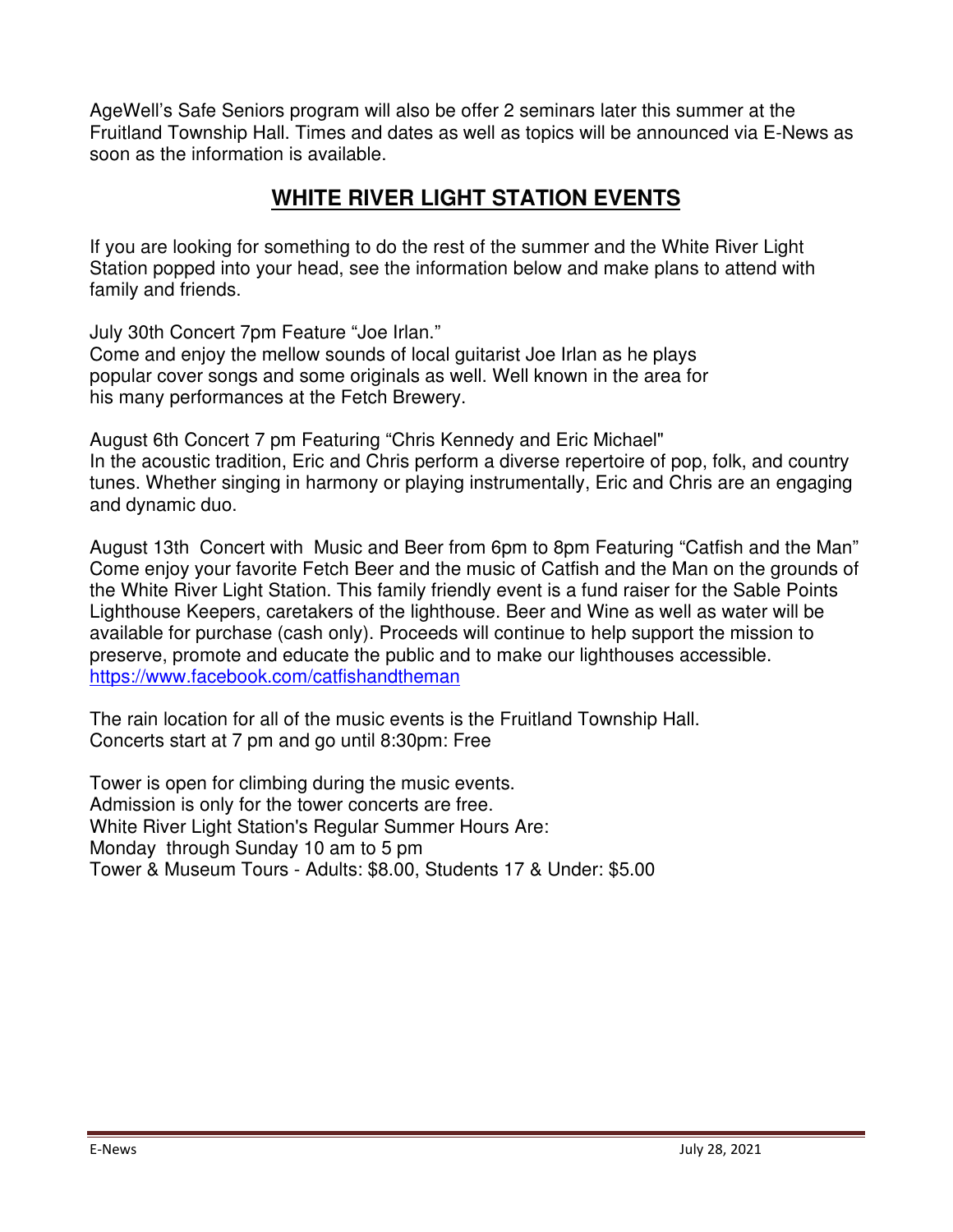AgeWell's Safe Seniors program will also be offer 2 seminars later this summer at the Fruitland Township Hall. Times and dates as well as topics will be announced via E-News as soon as the information is available.

## WHITE RIVER LIGHT STATION EVENTS

If you are looking for something to do the rest of the summer and the White River Light Station popped into your head, see the information below and make plans to attend with family and friends.

July 30th Concert 7pm Feature "Joe Irlan."
Come and enjoy the mellow sounds of local guitarist Joe Irlan as he plays popular cover songs and some originals as well. Well known in the area for his many performances at the Fetch Brewery.

August 6th Concert 7 pm Featuring "Chris Kennedy and Eric Michael"
In the acoustic tradition, Eric and Chris perform a diverse repertoire of pop, folk, and country tunes. Whether singing in harmony or playing instrumentally, Eric and Chris are an engaging and dynamic duo.

August 13th Concert with Music and Beer from 6pm to 8pm Featuring "Catfish and the Man"
Come enjoy your favorite Fetch Beer and the music of Catfish and the Man on the grounds of the White River Light Station. This family friendly event is a fund raiser for the Sable Points Lighthouse Keepers, caretakers of the lighthouse. Beer and Wine as well as water will be available for purchase (cash only). Proceeds will continue to help support the mission to preserve, promote and educate the public and to make our lighthouses accessible.
https://www.facebook.com/catfishandtheman

The rain location for all of the music events is the Fruitland Township Hall.
Concerts start at 7 pm and go until 8:30pm: Free

Tower is open for climbing during the music events.
Admission is only for the tower concerts are free.
White River Light Station's Regular Summer Hours Are:
Monday through Sunday 10 am to 5 pm
Tower & Museum Tours - Adults: $8.00, Students 17 & Under: $5.00